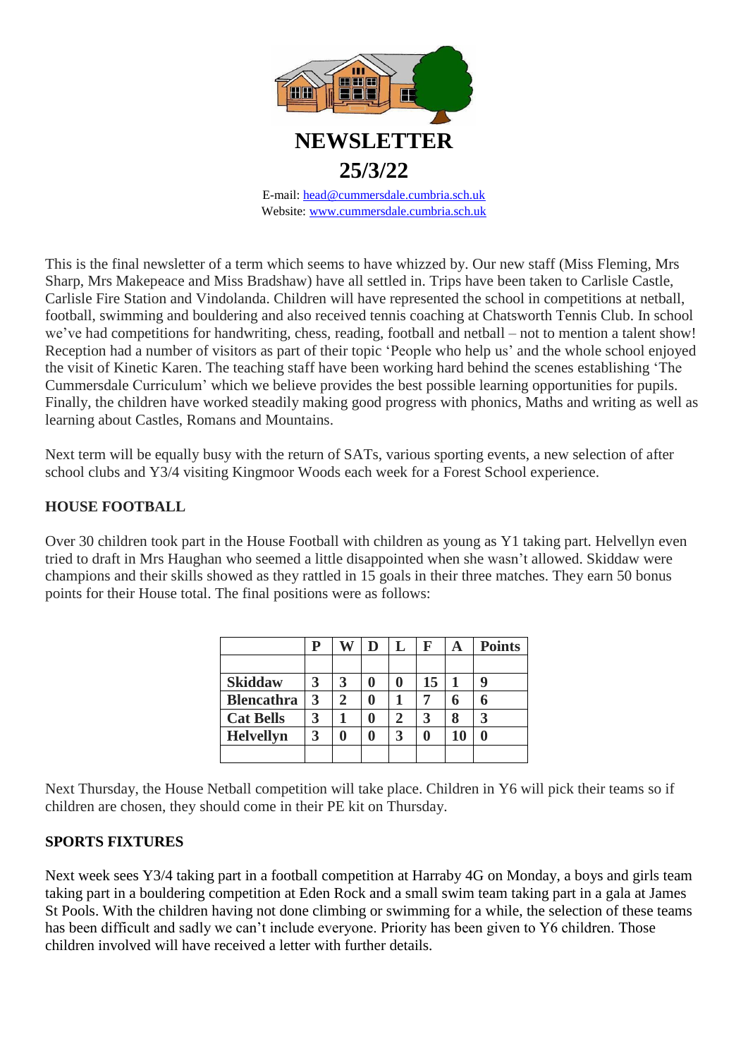# NEWSLETTER

## 25/3/22

E-mail: head@cummersdale.cumbria.sch.uk
Website: www.cummersdale.cumbria.sch.uk

This is the final newsletter of a term which seems to have whizzed by. Our new staff (Miss Fleming, Mrs Sharp, Mrs Makepeace and Miss Bradshaw) have all settled in. Trips have been taken to Carlisle Castle, Carlisle Fire Station and Vindolanda. Children will have represented the school in competitions at netball, football, swimming and bouldering and also received tennis coaching at Chatsworth Tennis Club. In school we've had competitions for handwriting, chess, reading, football and netball – not to mention a talent show! Reception had a number of visitors as part of their topic 'People who help us' and the whole school enjoyed the visit of Kinetic Karen. The teaching staff have been working hard behind the scenes establishing 'The Cummersdale Curriculum' which we believe provides the best possible learning opportunities for pupils. Finally, the children have worked steadily making good progress with phonics, Maths and writing as well as learning about Castles, Romans and Mountains.

Next term will be equally busy with the return of SATs, various sporting events, a new selection of after school clubs and Y3/4 visiting Kingmoor Woods each week for a Forest School experience.

**HOUSE FOOTBALL**

Over 30 children took part in the House Football with children as young as Y1 taking part. Helvellyn even tried to draft in Mrs Haughan who seemed a little disappointed when she wasn't allowed. Skiddaw were champions and their skills showed as they rattled in 15 goals in their three matches. They earn 50 bonus points for their House total. The final positions were as follows:

| | P | W | D | L | F | A | Points |
|---|---|---|---|---|---|---|---|
| **Skiddaw** | **3** | **3** | **0** | **0** | **15** | **1** | **9** |
| **Blencathra** | **3** | **2** | **0** | **1** | **7** | **6** | **6** |
| **Cat Bells** | **3** | **1** | **0** | **2** | **3** | **8** | **3** |
| **Helvellyn** | **3** | **0** | **0** | **3** | **0** | **10** | **0** |

Next Thursday, the House Netball competition will take place. Children in Y6 will pick their teams so if children are chosen, they should come in their PE kit on Thursday.

**SPORTS FIXTURES**

Next week sees Y3/4 taking part in a football competition at Harraby 4G on Monday, a boys and girls team taking part in a bouldering competition at Eden Rock and a small swim team taking part in a gala at James St Pools. With the children having not done climbing or swimming for a while, the selection of these teams has been difficult and sadly we can't include everyone. Priority has been given to Y6 children. Those children involved will have received a letter with further details.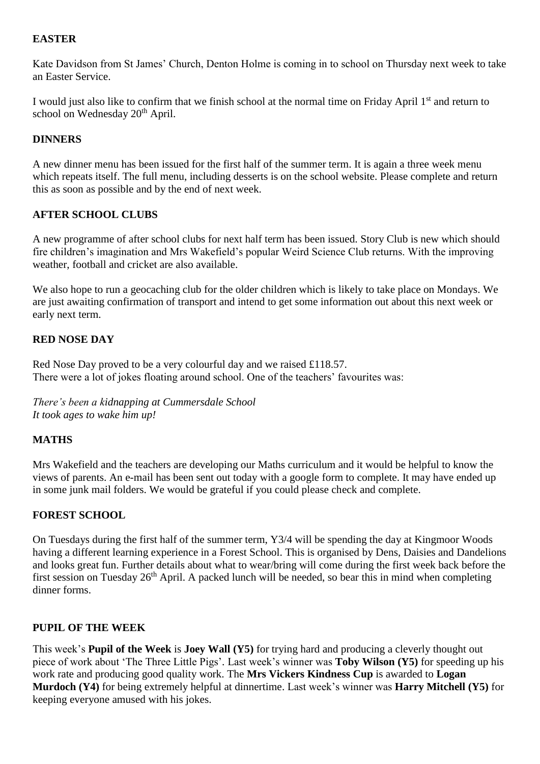## EASTER

Kate Davidson from St James' Church, Denton Holme is coming in to school on Thursday next week to take an Easter Service.

I would just also like to confirm that we finish school at the normal time on Friday April 1st and return to school on Wednesday 20th April.

## DINNERS

A new dinner menu has been issued for the first half of the summer term. It is again a three week menu which repeats itself. The full menu, including desserts is on the school website. Please complete and return this as soon as possible and by the end of next week.

## AFTER SCHOOL CLUBS

A new programme of after school clubs for next half term has been issued. Story Club is new which should fire children's imagination and Mrs Wakefield's popular Weird Science Club returns. With the improving weather, football and cricket are also available.

We also hope to run a geocaching club for the older children which is likely to take place on Mondays. We are just awaiting confirmation of transport and intend to get some information out about this next week or early next term.

## RED NOSE DAY

Red Nose Day proved to be a very colourful day and we raised £118.57.
There were a lot of jokes floating around school. One of the teachers' favourites was:

*There's been a kidnapping at Cummersdale School*
*It took ages to wake him up!*

## MATHS

Mrs Wakefield and the teachers are developing our Maths curriculum and it would be helpful to know the views of parents. An e-mail has been sent out today with a google form to complete. It may have ended up in some junk mail folders. We would be grateful if you could please check and complete.

## FOREST SCHOOL

On Tuesdays during the first half of the summer term, Y3/4 will be spending the day at Kingmoor Woods having a different learning experience in a Forest School. This is organised by Dens, Daisies and Dandelions and looks great fun. Further details about what to wear/bring will come during the first week back before the first session on Tuesday 26th April. A packed lunch will be needed, so bear this in mind when completing dinner forms.

## PUPIL OF THE WEEK

This week's **Pupil of the Week** is **Joey Wall (Y5)** for trying hard and producing a cleverly thought out piece of work about 'The Three Little Pigs'. Last week's winner was **Toby Wilson (Y5)** for speeding up his work rate and producing good quality work. The **Mrs Vickers Kindness Cup** is awarded to **Logan Murdoch (Y4)** for being extremely helpful at dinnertime. Last week's winner was **Harry Mitchell (Y5)** for keeping everyone amused with his jokes.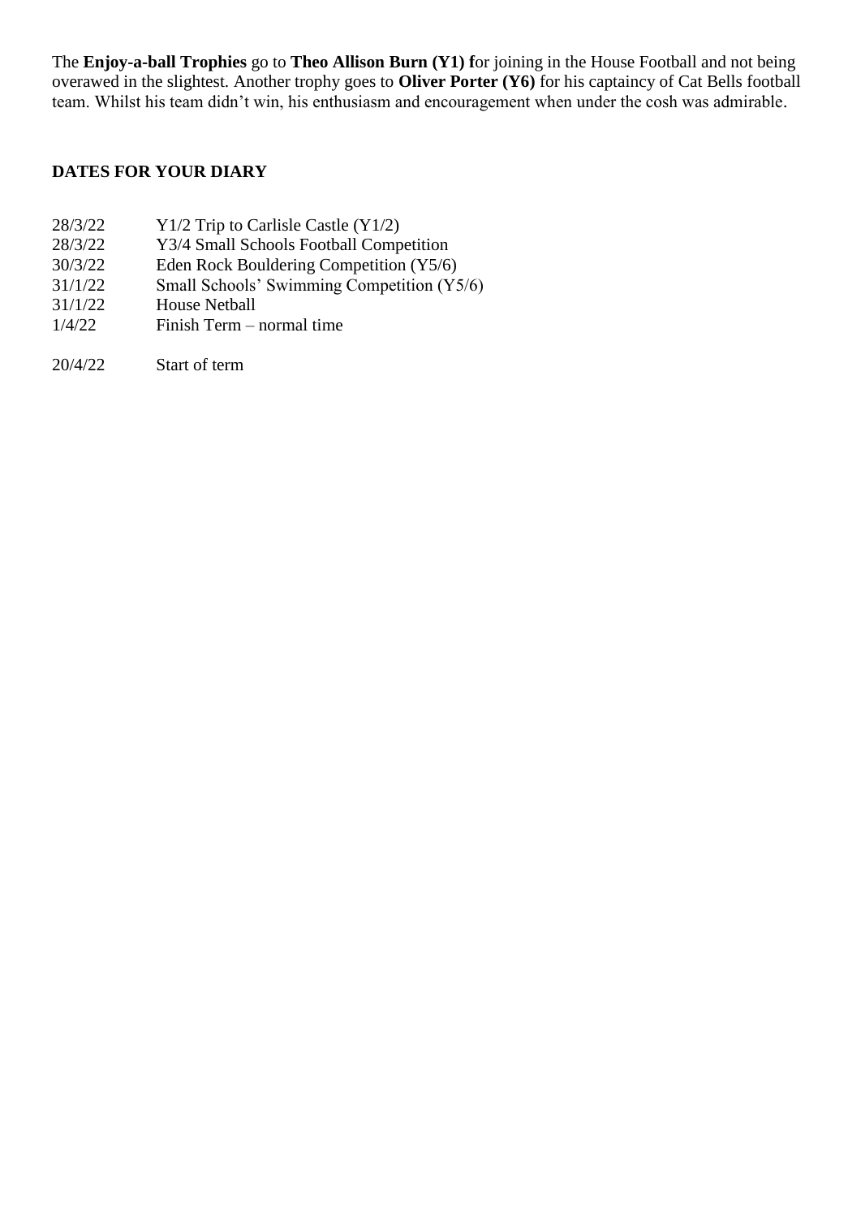The **Enjoy-a-ball Trophies** go to **Theo Allison Burn (Y1) f**or joining in the House Football and not being overawed in the slightest. Another trophy goes to **Oliver Porter (Y6)** for his captaincy of Cat Bells football team. Whilst his team didn't win, his enthusiasm and encouragement when under the cosh was admirable.

## DATES FOR YOUR DIARY

| | |
|---|---|
| 28/3/22 | Y1/2 Trip to Carlisle Castle (Y1/2) |
| 28/3/22 | Y3/4 Small Schools Football Competition |
| 30/3/22 | Eden Rock Bouldering Competition (Y5/6) |
| 31/1/22 | Small Schools' Swimming Competition (Y5/6) |
| 31/1/22 | House Netball |
| 1/4/22 | Finish Term – normal time |
| 20/4/22 | Start of term |